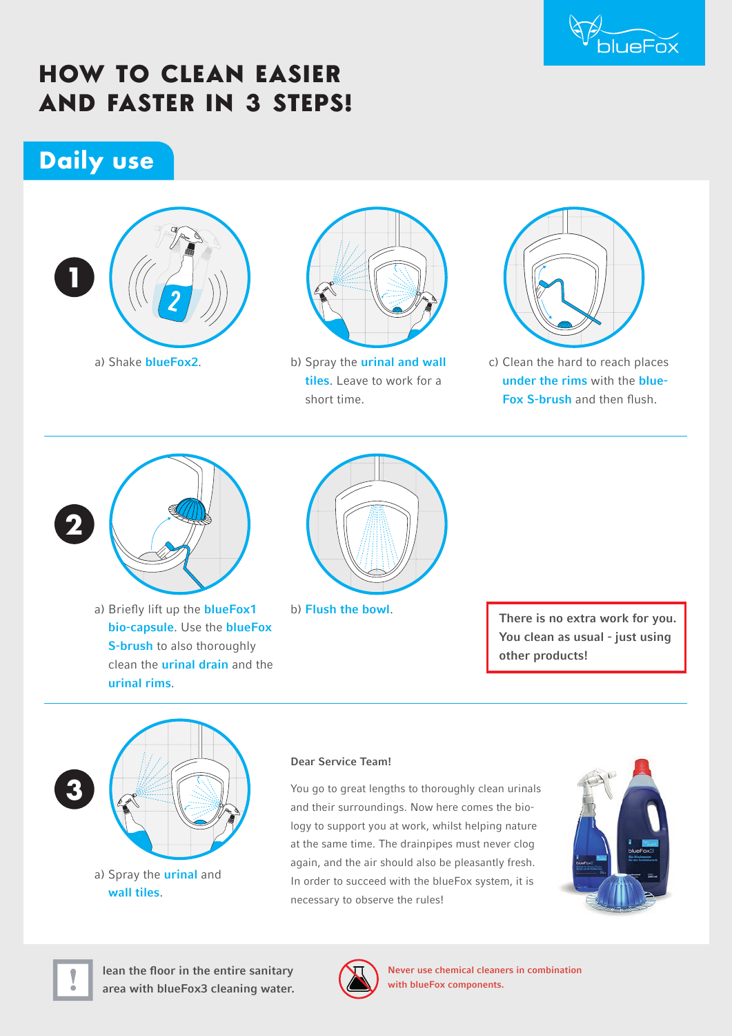blueFox

# HOW TO CLEAN EASIER AND FASTER IN 3 STEPS!

## Daily use

**1**

a) Shake **blueFox2**.

b) Spray the **urinal and wall tiles**. Leave to work for a short time.

c) Clean the hard to reach places **under the rims** with the **blue-Fox S-brush** and then flush.

**2**

a) Briefly lift up the **blueFox1 bio-capsule**. Use the **blueFox S-brush** to also thoroughly clean the **urinal drain** and the **urinal rims**.

b) **Flush the bowl**.

**There is no extra work for you. You clean as usual - just using other products!**

**3**

a) Spray the **urinal** and **wall tiles**.

**Dear Service Team!**

You go to great lengths to thoroughly clean urinals and their surroundings. Now here comes the bio-logy to support you at work, whilst helping nature at the same time. The drainpipes must never clog again, and the air should also be pleasantly fresh. In order to succeed with the blueFox system, it is necessary to observe the rules!

**lean the floor in the entire sanitary area with blueFox3 cleaning water.**

**Never use chemical cleaners in combination with blueFox components.**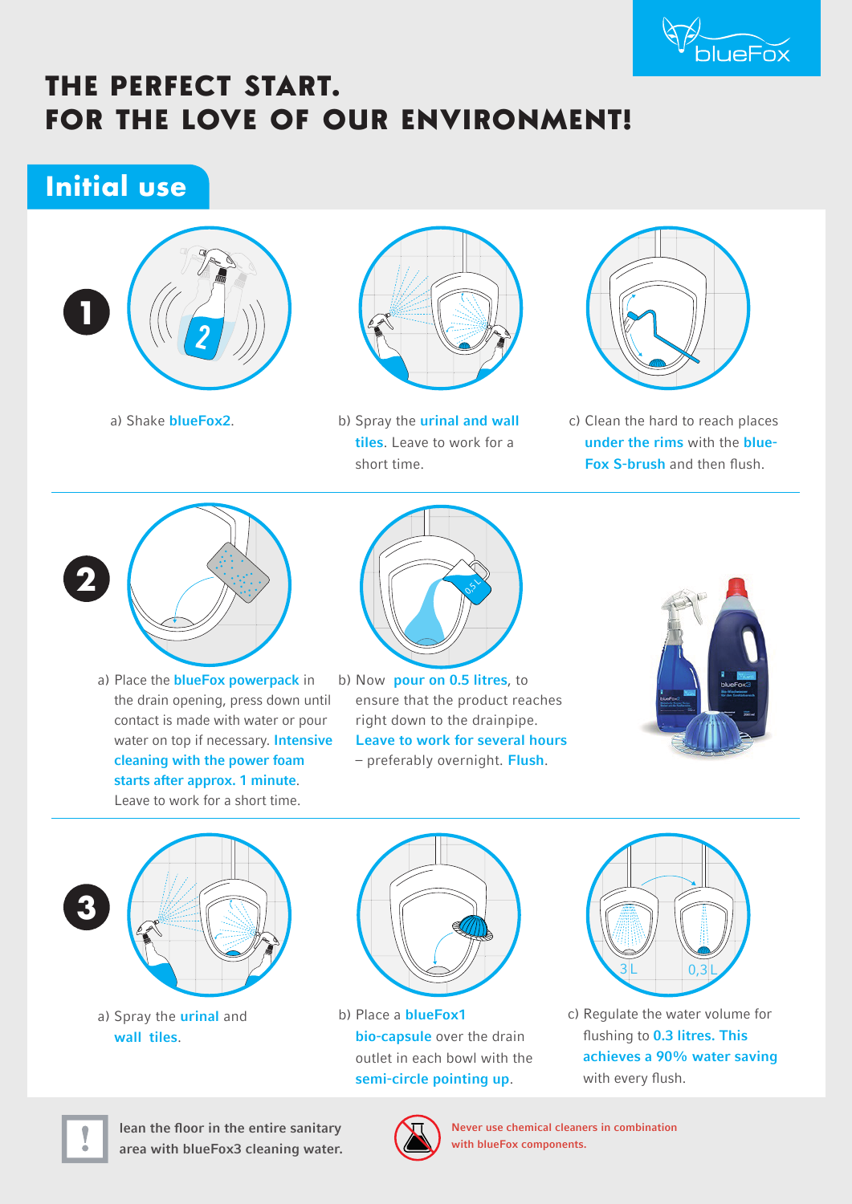blueFox

# THE PERFECT START.
# FOR THE LOVE OF OUR ENVIRONMENT!

## Initial use

### 1

a) Shake **blueFox2**.

b) Spray the **urinal and wall tiles**. Leave to work for a short time.

c) Clean the hard to reach places **under the rims** with the **blueFox S-brush** and then flush.

### 2

a) Place the **blueFox powerpack** in the drain opening, press down until contact is made with water or pour water on top if necessary. **Intensive cleaning with the power foam starts after approx. 1 minute**. Leave to work for a short time.

b) Now **pour on 0.5 litres**, to ensure that the product reaches right down to the drainpipe. **Leave to work for several hours** – preferably overnight. **Flush**.

### 3

a) Spray the **urinal** and **wall tiles**.

b) Place a **blueFox1 bio-capsule** over the drain outlet in each bowl with the **semi-circle pointing up**.

c) Regulate the water volume for flushing to **0.3 litres. This achieves a 90% water saving** with every flush.

3 L

0,3 L

lean the floor in the entire sanitary area with blueFox3 cleaning water.

Never use chemical cleaners in combination with blueFox components.